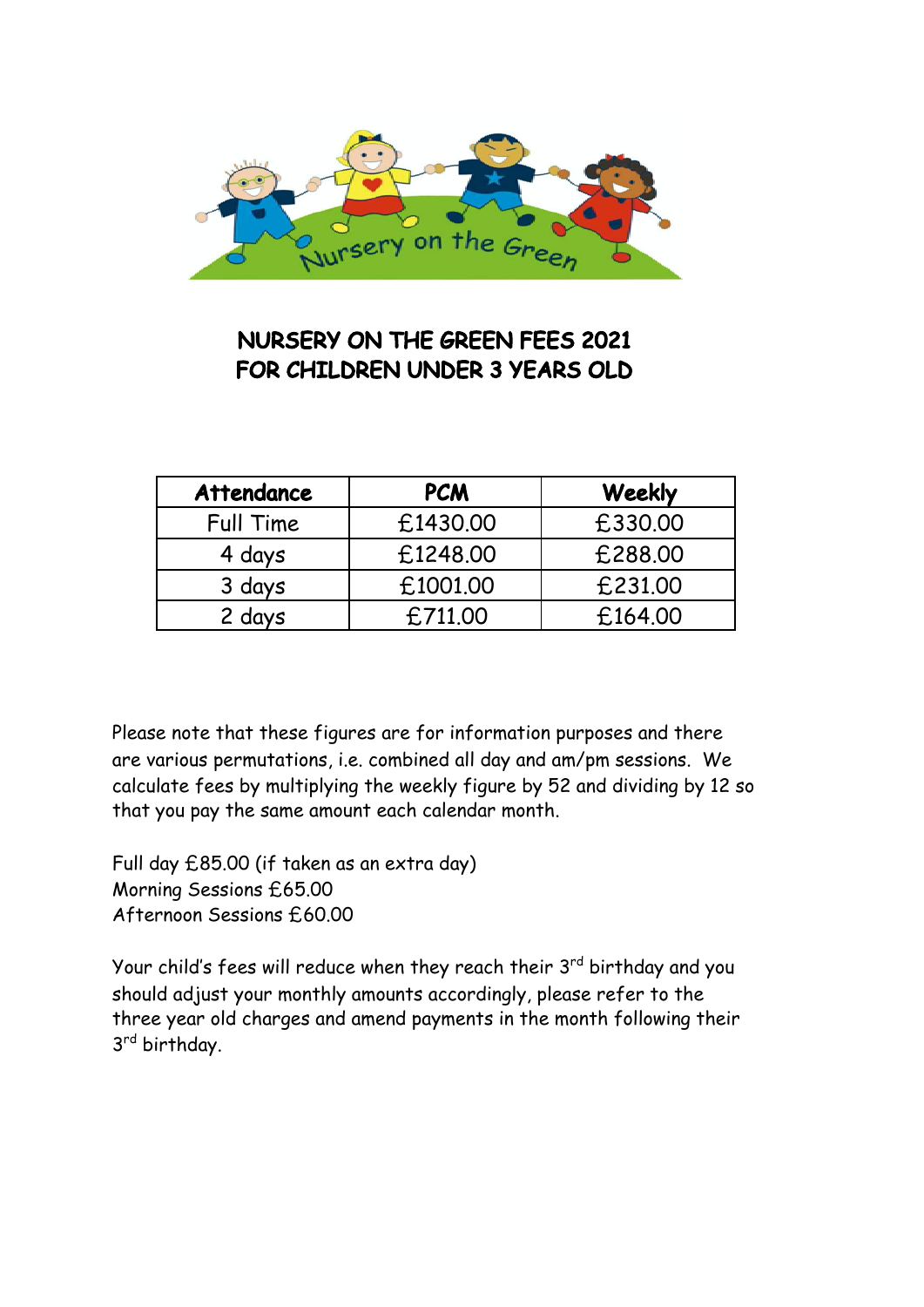# NURSERY ON THE GREEN FEES 2021
# FOR CHILDREN UNDER 3 YEARS OLD

| Attendance | PCM | Weekly |
|---|---|---|
| Full Time | £1430.00 | £330.00 |
| 4 days | £1248.00 | £288.00 |
| 3 days | £1001.00 | £231.00 |
| 2 days | £711.00 | £164.00 |

Please note that these figures are for information purposes and there are various permutations, i.e. combined all day and am/pm sessions. We calculate fees by multiplying the weekly figure by 52 and dividing by 12 so that you pay the same amount each calendar month.

Full day £85.00 (if taken as an extra day)
Morning Sessions £65.00
Afternoon Sessions £60.00

Your child's fees will reduce when they reach their 3rd birthday and you should adjust your monthly amounts accordingly, please refer to the three year old charges and amend payments in the month following their 3rd birthday.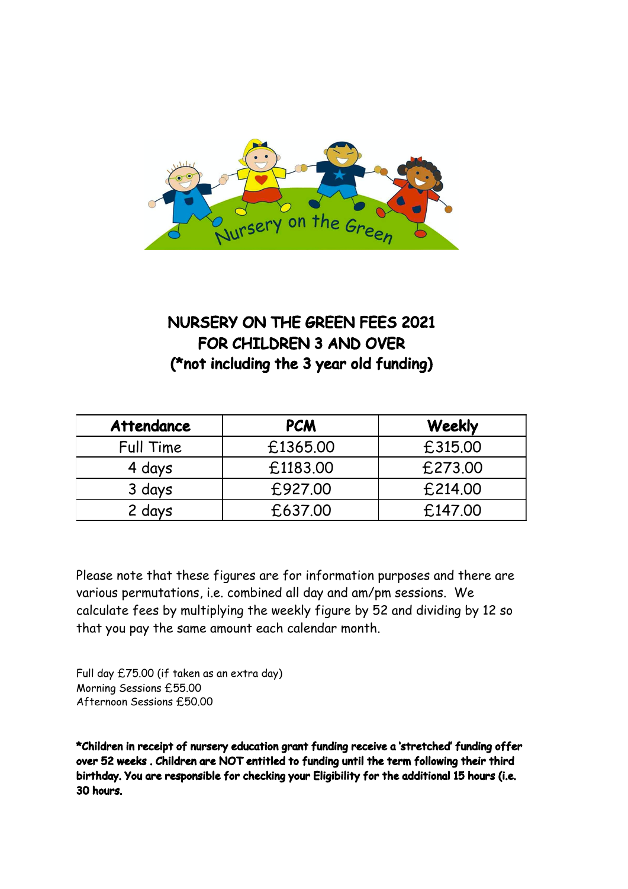## NURSERY ON THE GREEN FEES 2021
## FOR CHILDREN 3 AND OVER
## (*not including the 3 year old funding)

| Attendance | PCM | Weekly |
|---|---|---|
| Full Time | £1365.00 | £315.00 |
| 4 days | £1183.00 | £273.00 |
| 3 days | £927.00 | £214.00 |
| 2 days | £637.00 | £147.00 |

Please note that these figures are for information purposes and there are various permutations, i.e. combined all day and am/pm sessions. We calculate fees by multiplying the weekly figure by 52 and dividing by 12 so that you pay the same amount each calendar month.

Full day £75.00 (if taken as an extra day)
Morning Sessions £55.00
Afternoon Sessions £50.00

**\*Children in receipt of nursery education grant funding receive a 'stretched' funding offer over 52 weeks . Children are NOT entitled to funding until the term following their third birthday. You are responsible for checking your Eligibility for the additional 15 hours (i.e. 30 hours.**